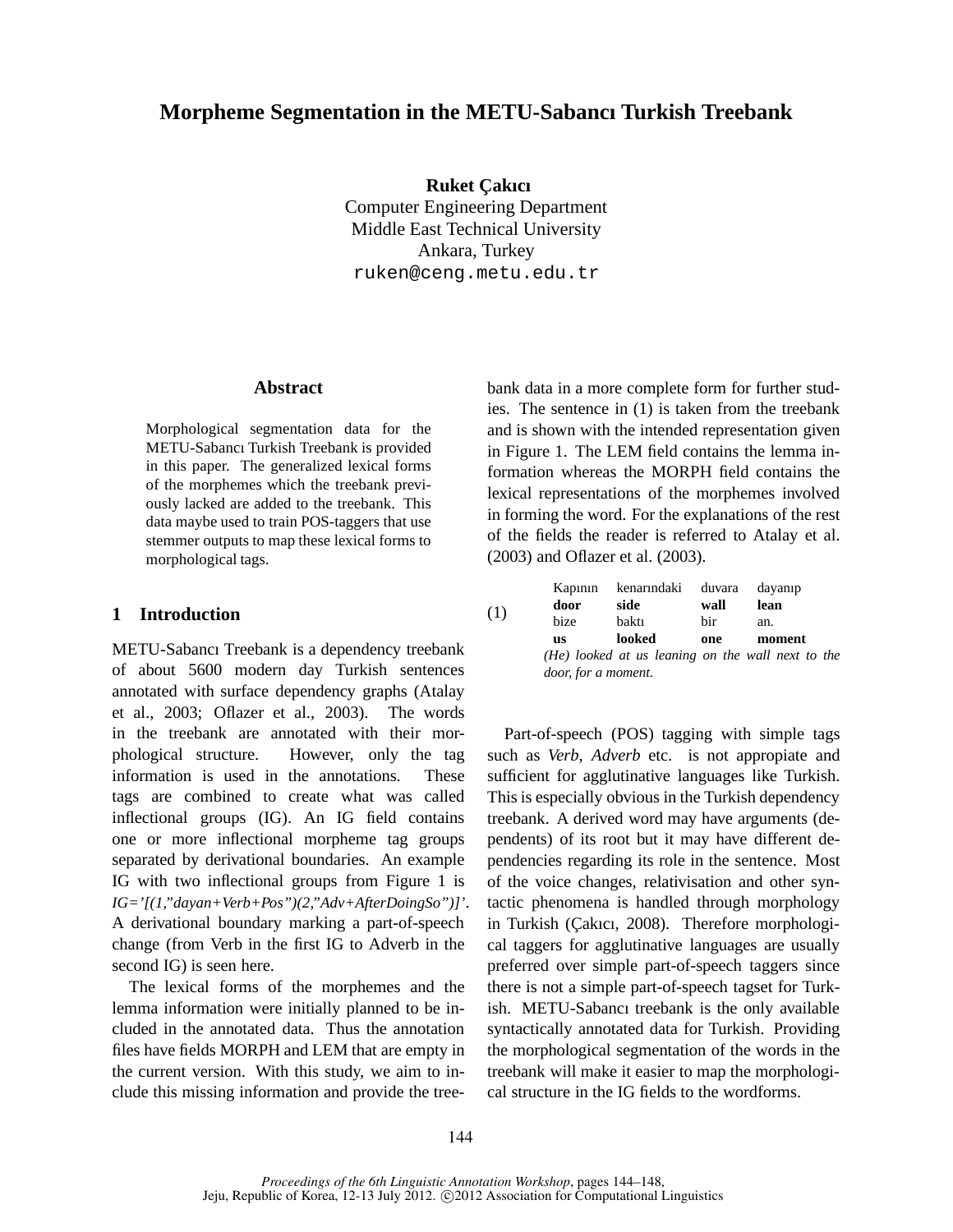# Morpheme Segmentation in the METU-Sabancı Turkish Treebank

**Ruket Çakıcı**
Computer Engineering Department
Middle East Technical University
Ankara, Turkey
ruken@ceng.metu.edu.tr

## Abstract

Morphological segmentation data for the METU-Sabancı Turkish Treebank is provided in this paper. The generalized lexical forms of the morphemes which the treebank previously lacked are added to the treebank. This data maybe used to train POS-taggers that use stemmer outputs to map these lexical forms to morphological tags.

## 1 Introduction

METU-Sabancı Treebank is a dependency treebank of about 5600 modern day Turkish sentences annotated with surface dependency graphs (Atalay et al., 2003; Oflazer et al., 2003). The words in the treebank are annotated with their morphological structure. However, only the tag information is used in the annotations. These tags are combined to create what was called inflectional groups (IG). An IG field contains one or more inflectional morpheme tag groups separated by derivational boundaries. An example IG with two inflectional groups from Figure 1 is *IG='[(1,"dayan+Verb+Pos")(2,"Adv+AfterDoingSo")]'*. A derivational boundary marking a part-of-speech change (from Verb in the first IG to Adverb in the second IG) is seen here.

The lexical forms of the morphemes and the lemma information were initially planned to be included in the annotated data. Thus the annotation files have fields MORPH and LEM that are empty in the current version. With this study, we aim to include this missing information and provide the treebank data in a more complete form for further studies. The sentence in (1) is taken from the treebank and is shown with the intended representation given in Figure 1. The LEM field contains the lemma information whereas the MORPH field contains the lexical representations of the morphemes involved in forming the word. For the explanations of the rest of the fields the reader is referred to Atalay et al. (2003) and Oflazer et al. (2003).

(1)

| Kapının | kenarındaki | duvara | dayanıp |
|---|---|---|---|
| **door** | **side** | **wall** | **lean** |
| bize | baktı | bir | an. |
| **us** | **looked** | **one** | **moment** |

*(He) looked at us leaning on the wall next to the door, for a moment.*

Part-of-speech (POS) tagging with simple tags such as *Verb, Adverb* etc. is not appropiate and sufficient for agglutinative languages like Turkish. This is especially obvious in the Turkish dependency treebank. A derived word may have arguments (dependents) of its root but it may have different dependencies regarding its role in the sentence. Most of the voice changes, relativisation and other syntactic phenomena is handled through morphology in Turkish (Çakıcı, 2008). Therefore morphological taggers for agglutinative languages are usually preferred over simple part-of-speech taggers since there is not a simple part-of-speech tagset for Turkish. METU-Sabancı treebank is the only available syntactically annotated data for Turkish. Providing the morphological segmentation of the words in the treebank will make it easier to map the morphological structure in the IG fields to the wordforms.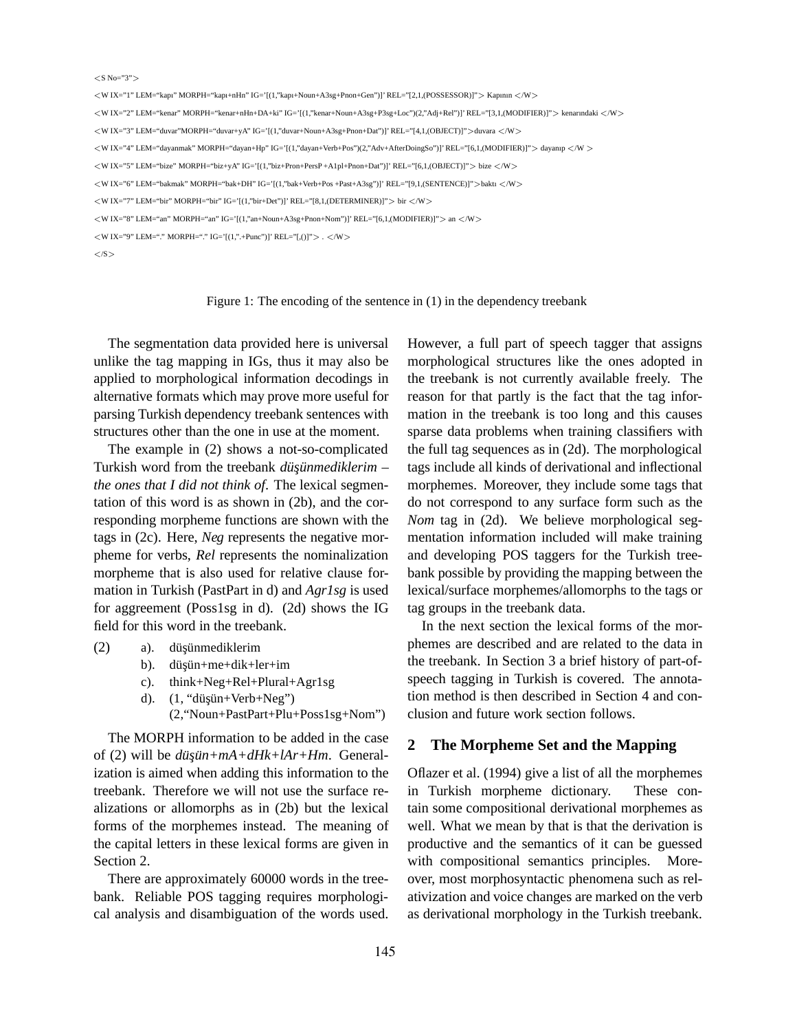```
<S No="3">
<W IX="1" LEM="kapı" MORPH="kapı+nHn" IG='[(1,"kapı+Noun+A3sg+Pnon+Gen")]' REL="[2,1,(POSSESSOR)]"> Kapının </W>
<W IX="2" LEM="kenar" MORPH="kenar+nHn+DA+ki" IG='[(1,"kenar+Noun+A3sg+P3sg+Loc")(2,"Adj+Rel")]' REL="[3,1,(MODIFIER)]"> kenarındaki </W>
<W IX="3" LEM="duvar"MORPH="duvar+yA" IG='[(1,"duvar+Noun+A3sg+Pnon+Dat")]' REL="[4,1,(OBJECT)]">duvara </W>
<W IX="4" LEM="dayanmak" MORPH="dayan+Hp" IG='[(1,"dayan+Verb+Pos")(2,"Adv+AfterDoingSo")]' REL="[6,1,(MODIFIER)]"> dayanıp </W >
<W IX="5" LEM="bize" MORPH="biz+yA" IG='[(1,"biz+Pron+PersP +A1pl+Pnon+Dat")]' REL="[6,1,(OBJECT)]"> bize </W>
<W IX="6" LEM="bakmak" MORPH="bak+DH" IG='[(1,"bak+Verb+Pos +Past+A3sg")]' REL="[9,1,(SENTENCE)]">baktı </W>
<W IX="7" LEM="bir" MORPH="bir" IG='[(1,"bir+Det")]' REL="[8,1,(DETERMINER)]"> bir </W>
<W IX="8" LEM="an" MORPH="an" IG='[(1,"an+Noun+A3sg+Pnon+Nom")]' REL="[6,1,(MODIFIER)]"> an </W>
<W IX="9" LEM="." MORPH="." IG='[(1,".+Punc")]' REL="[,()]"> . </W>
</S>
```

Figure 1: The encoding of the sentence in (1) in the dependency treebank

The segmentation data provided here is universal unlike the tag mapping in IGs, thus it may also be applied to morphological information decodings in alternative formats which may prove more useful for parsing Turkish dependency treebank sentences with structures other than the one in use at the moment.

The example in (2) shows a not-so-complicated Turkish word from the treebank *düşünmediklerim – the ones that I did not think of*. The lexical segmentation of this word is as shown in (2b), and the corresponding morpheme functions are shown with the tags in (2c). Here, *Neg* represents the negative morpheme for verbs, *Rel* represents the nominalization morpheme that is also used for relative clause formation in Turkish (PastPart in d) and *Agr1sg* is used for aggreement (Poss1sg in d). (2d) shows the IG field for this word in the treebank.

(2)
- a). düşünmediklerim
- b). düşün+me+dik+ler+im
- c). think+Neg+Rel+Plural+Agr1sg
- d). (1, "düşün+Verb+Neg") (2,"Noun+PastPart+Plu+Poss1sg+Nom")

The MORPH information to be added in the case of (2) will be *düşün+mA+dHk+lAr+Hm*. Generalization is aimed when adding this information to the treebank. Therefore we will not use the surface realizations or allomorphs as in (2b) but the lexical forms of the morphemes instead. The meaning of the capital letters in these lexical forms are given in Section 2.

There are approximately 60000 words in the treebank. Reliable POS tagging requires morphological analysis and disambiguation of the words used. However, a full part of speech tagger that assigns morphological structures like the ones adopted in the treebank is not currently available freely. The reason for that partly is the fact that the tag information in the treebank is too long and this causes sparse data problems when training classifiers with the full tag sequences as in (2d). The morphological tags include all kinds of derivational and inflectional morphemes. Moreover, they include some tags that do not correspond to any surface form such as the *Nom* tag in (2d). We believe morphological segmentation information included will make training and developing POS taggers for the Turkish treebank possible by providing the mapping between the lexical/surface morphemes/allomorphs to the tags or tag groups in the treebank data.

In the next section the lexical forms of the morphemes are described and are related to the data in the treebank. In Section 3 a brief history of part-of-speech tagging in Turkish is covered. The annotation method is then described in Section 4 and conclusion and future work section follows.

## 2 The Morpheme Set and the Mapping

Oflazer et al. (1994) give a list of all the morphemes in Turkish morpheme dictionary. These contain some compositional derivational morphemes as well. What we mean by that is that the derivation is productive and the semantics of it can be guessed with compositional semantics principles. Moreover, most morphosyntactic phenomena such as relativization and voice changes are marked on the verb as derivational morphology in the Turkish treebank.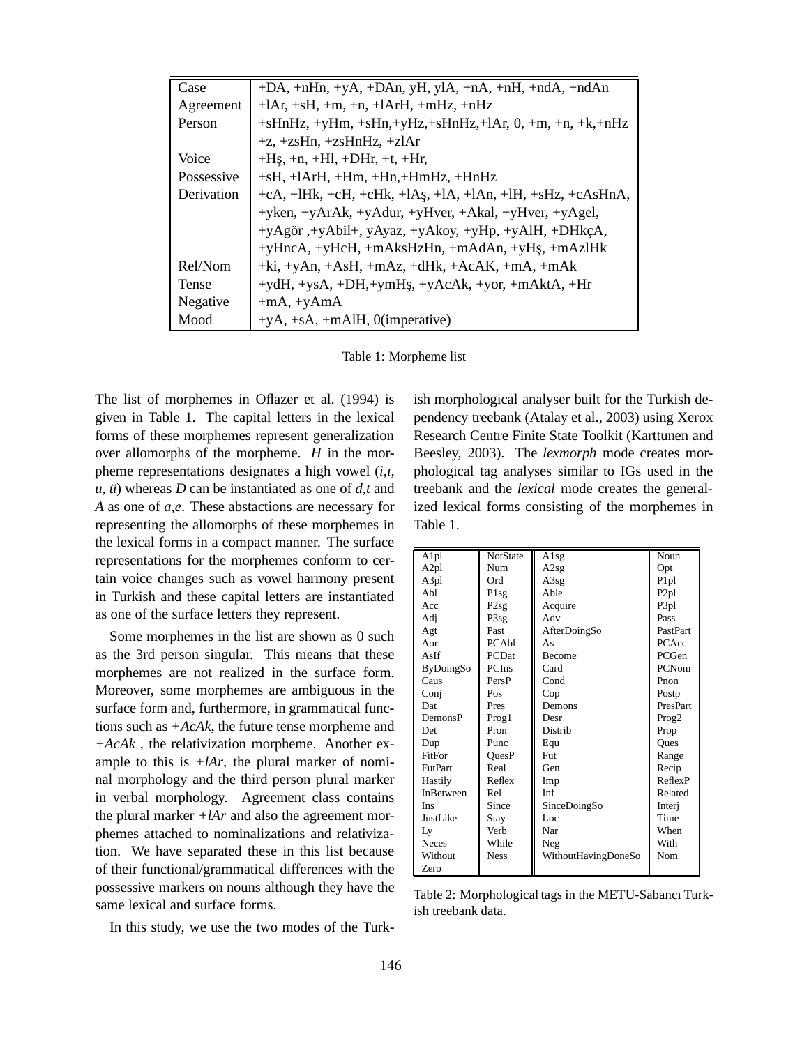| Case | +DA, +nHn, +yA, +DAn, yH, ylA, +nA, +nH, +ndA, +ndAn |
|---|---|
| Agreement | +lAr, +sH, +m, +n, +lArH, +mHz, +nHz |
| Person | +sHnHz, +yHm, +sHn,+yHz,+sHnHz,+lAr, 0, +m, +n, +k,+nHz |
| | +z, +zsHn, +zsHnHz, +zlAr |
| Voice | +Hş, +n, +Hl, +DHr, +t, +Hr, |
| Possessive | +sH, +lArH, +Hm, +Hn,+HmHz, +HnHz |
| Derivation | +cA, +lHk, +cH, +cHk, +lAş, +lA, +lAn, +lH, +sHz, +cAsHnA, |
| | +yken, +yArAk, +yAdur, +yHver, +Akal, +yHver, +yAgel, |
| | +yAgör ,+yAbil+, yAyaz, +yAkoy, +yHp, +yAlH, +DHkçA, |
| | +yHncA, +yHcH, +mAksHzHn, +mAdAn, +yHş, +mAzlHk |
| Rel/Nom | +ki, +yAn, +AsH, +mAz, +dHk, +AcAK, +mA, +mAk |
| Tense | +ydH, +ysA, +DH,+ymHş, +yAcAk, +yor, +mAktA, +Hr |
| Negative | +mA, +yAmA |
| Mood | +yA, +sA, +mAlH, 0(imperative) |

Table 1: Morpheme list

The list of morphemes in Oflazer et al. (1994) is given in Table 1. The capital letters in the lexical forms of these morphemes represent generalization over allomorphs of the morpheme. *H* in the morpheme representations designates a high vowel (*i,ı, u, ü*) whereas *D* can be instantiated as one of *d,t* and *A* as one of *a,e*. These abstactions are necessary for representing the allomorphs of these morphemes in the lexical forms in a compact manner. The surface representations for the morphemes conform to certain voice changes such as vowel harmony present in Turkish and these capital letters are instantiated as one of the surface letters they represent.

Some morphemes in the list are shown as 0 such as the 3rd person singular. This means that these morphemes are not realized in the surface form. Moreover, some morphemes are ambiguous in the surface form and, furthermore, in grammatical functions such as *+AcAk*, the future tense morpheme and *+AcAk* , the relativization morpheme. Another example to this is *+lAr*, the plural marker of nominal morphology and the third person plural marker in verbal morphology. Agreement class contains the plural marker *+lAr* and also the agreement morphemes attached to nominalizations and relativization. We have separated these in this list because of their functional/grammatical differences with the possessive markers on nouns although they have the same lexical and surface forms.

In this study, we use the two modes of the Turkish morphological analyser built for the Turkish dependency treebank (Atalay et al., 2003) using Xerox Research Centre Finite State Toolkit (Karttunen and Beesley, 2003). The *lexmorph* mode creates morphological tag analyses similar to IGs used in the treebank and the *lexical* mode creates the generalized lexical forms consisting of the morphemes in Table 1.

| A1pl | NotState | A1sg | Noun |
|---|---|---|---|
| A2pl | Num | A2sg | Opt |
| A3pl | Ord | A3sg | P1pl |
| Abl | P1sg | Able | P2pl |
| Acc | P2sg | Acquire | P3pl |
| Adj | P3sg | Adv | Pass |
| Agt | Past | AfterDoingSo | PastPart |
| Aor | PCAbl | As | PCAcc |
| AsIf | PCDat | Become | PCGen |
| ByDoingSo | PCIns | Card | PCNom |
| Caus | PersP | Cond | Pnon |
| Conj | Pos | Cop | Postp |
| Dat | Pres | Demons | PresPart |
| DemonsP | Prog1 | Desr | Prog2 |
| Det | Pron | Distrib | Prop |
| Dup | Punc | Equ | Ques |
| FitFor | QuesP | Fut | Range |
| FutPart | Real | Gen | Recip |
| Hastily | Reflex | Imp | ReflexP |
| InBetween | Rel | Inf | Related |
| Ins | Since | SinceDoingSo | Interj |
| JustLike | Stay | Loc | Time |
| Ly | Verb | Nar | When |
| Neces | While | Neg | With |
| Without | Ness | WithoutHavingDoneSo | Nom |
| Zero | | | |

Table 2: Morphological tags in the METU-Sabancı Turkish treebank data.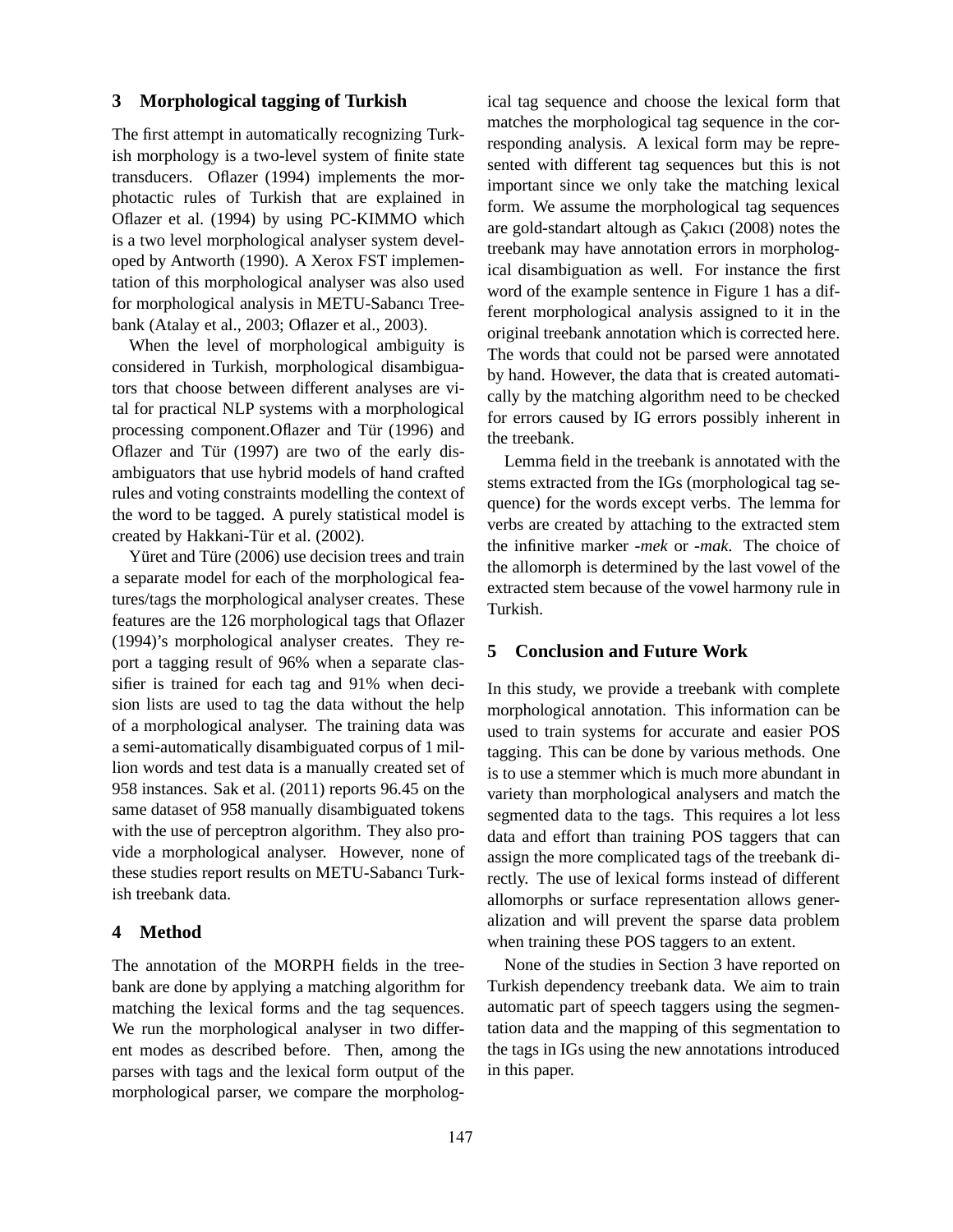## 3 Morphological tagging of Turkish

The first attempt in automatically recognizing Turkish morphology is a two-level system of finite state transducers. Oflazer (1994) implements the morphotactic rules of Turkish that are explained in Oflazer et al. (1994) by using PC-KIMMO which is a two level morphological analyser system developed by Antworth (1990). A Xerox FST implementation of this morphological analyser was also used for morphological analysis in METU-Sabancı Treebank (Atalay et al., 2003; Oflazer et al., 2003).

When the level of morphological ambiguity is considered in Turkish, morphological disambiguators that choose between different analyses are vital for practical NLP systems with a morphological processing component.Oflazer and Tür (1996) and Oflazer and Tür (1997) are two of the early disambiguators that use hybrid models of hand crafted rules and voting constraints modelling the context of the word to be tagged. A purely statistical model is created by Hakkani-Tür et al. (2002).

Yüret and Türe (2006) use decision trees and train a separate model for each of the morphological features/tags the morphological analyser creates. These features are the 126 morphological tags that Oflazer (1994)'s morphological analyser creates. They report a tagging result of 96% when a separate classifier is trained for each tag and 91% when decision lists are used to tag the data without the help of a morphological analyser. The training data was a semi-automatically disambiguated corpus of 1 million words and test data is a manually created set of 958 instances. Sak et al. (2011) reports 96.45 on the same dataset of 958 manually disambiguated tokens with the use of perceptron algorithm. They also provide a morphological analyser. However, none of these studies report results on METU-Sabancı Turkish treebank data.

## 4 Method

The annotation of the MORPH fields in the treebank are done by applying a matching algorithm for matching the lexical forms and the tag sequences. We run the morphological analyser in two different modes as described before. Then, among the parses with tags and the lexical form output of the morphological parser, we compare the morphological tag sequence and choose the lexical form that matches the morphological tag sequence in the corresponding analysis. A lexical form may be represented with different tag sequences but this is not important since we only take the matching lexical form. We assume the morphological tag sequences are gold-standart altough as Çakıcı (2008) notes the treebank may have annotation errors in morphological disambiguation as well. For instance the first word of the example sentence in Figure 1 has a different morphological analysis assigned to it in the original treebank annotation which is corrected here. The words that could not be parsed were annotated by hand. However, the data that is created automatically by the matching algorithm need to be checked for errors caused by IG errors possibly inherent in the treebank.

Lemma field in the treebank is annotated with the stems extracted from the IGs (morphological tag sequence) for the words except verbs. The lemma for verbs are created by attaching to the extracted stem the infinitive marker *-mek* or *-mak*. The choice of the allomorph is determined by the last vowel of the extracted stem because of the vowel harmony rule in Turkish.

## 5 Conclusion and Future Work

In this study, we provide a treebank with complete morphological annotation. This information can be used to train systems for accurate and easier POS tagging. This can be done by various methods. One is to use a stemmer which is much more abundant in variety than morphological analysers and match the segmented data to the tags. This requires a lot less data and effort than training POS taggers that can assign the more complicated tags of the treebank directly. The use of lexical forms instead of different allomorphs or surface representation allows generalization and will prevent the sparse data problem when training these POS taggers to an extent.

None of the studies in Section 3 have reported on Turkish dependency treebank data. We aim to train automatic part of speech taggers using the segmentation data and the mapping of this segmentation to the tags in IGs using the new annotations introduced in this paper.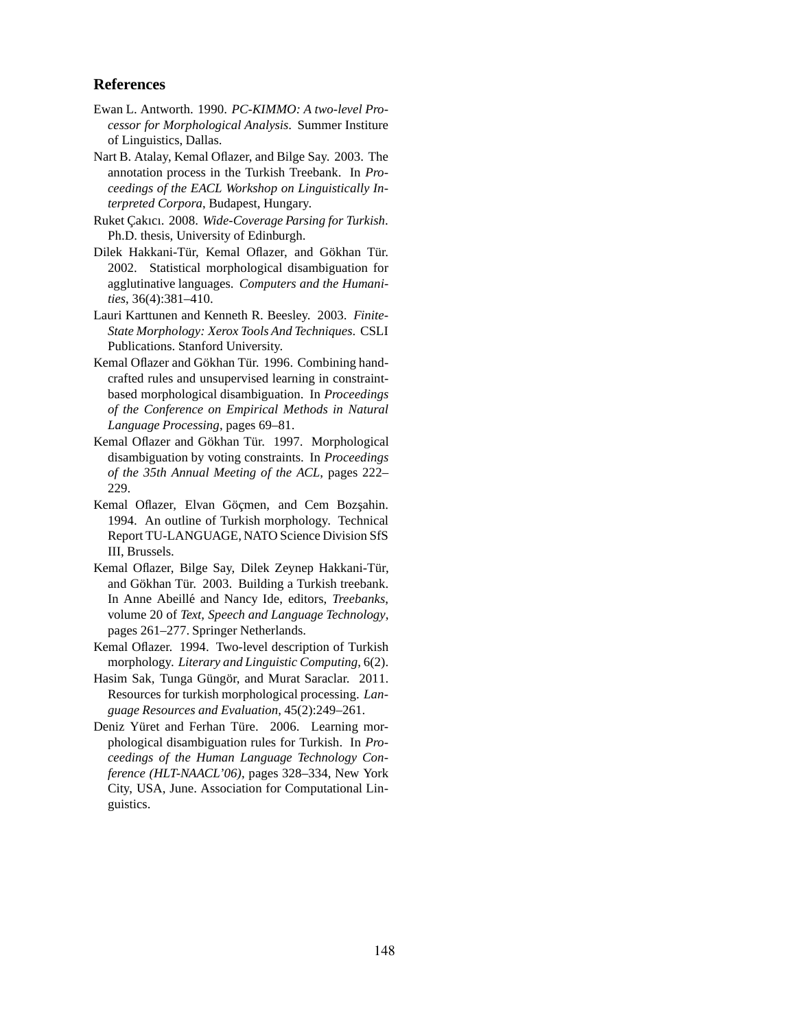## References

Ewan L. Antworth. 1990. *PC-KIMMO: A two-level Processor for Morphological Analysis*. Summer Institure of Linguistics, Dallas.

Nart B. Atalay, Kemal Oflazer, and Bilge Say. 2003. The annotation process in the Turkish Treebank. In *Proceedings of the EACL Workshop on Linguistically Interpreted Corpora*, Budapest, Hungary.

Ruket Çakıcı. 2008. *Wide-Coverage Parsing for Turkish*. Ph.D. thesis, University of Edinburgh.

Dilek Hakkani-Tür, Kemal Oflazer, and Gökhan Tür. 2002. Statistical morphological disambiguation for agglutinative languages. *Computers and the Humanities*, 36(4):381–410.

Lauri Karttunen and Kenneth R. Beesley. 2003. *Finite-State Morphology: Xerox Tools And Techniques*. CSLI Publications. Stanford University.

Kemal Oflazer and Gökhan Tür. 1996. Combining hand-crafted rules and unsupervised learning in constraint-based morphological disambiguation. In *Proceedings of the Conference on Empirical Methods in Natural Language Processing*, pages 69–81.

Kemal Oflazer and Gökhan Tür. 1997. Morphological disambiguation by voting constraints. In *Proceedings of the 35th Annual Meeting of the ACL*, pages 222–229.

Kemal Oflazer, Elvan Göçmen, and Cem Bozşahin. 1994. An outline of Turkish morphology. Technical Report TU-LANGUAGE, NATO Science Division SfS III, Brussels.

Kemal Oflazer, Bilge Say, Dilek Zeynep Hakkani-Tür, and Gökhan Tür. 2003. Building a Turkish treebank. In Anne Abeillé and Nancy Ide, editors, *Treebanks*, volume 20 of *Text, Speech and Language Technology*, pages 261–277. Springer Netherlands.

Kemal Oflazer. 1994. Two-level description of Turkish morphology. *Literary and Linguistic Computing*, 6(2).

Hasim Sak, Tunga Güngör, and Murat Saraclar. 2011. Resources for turkish morphological processing. *Language Resources and Evaluation*, 45(2):249–261.

Deniz Yüret and Ferhan Türe. 2006. Learning morphological disambiguation rules for Turkish. In *Proceedings of the Human Language Technology Conference (HLT-NAACL'06)*, pages 328–334, New York City, USA, June. Association for Computational Linguistics.